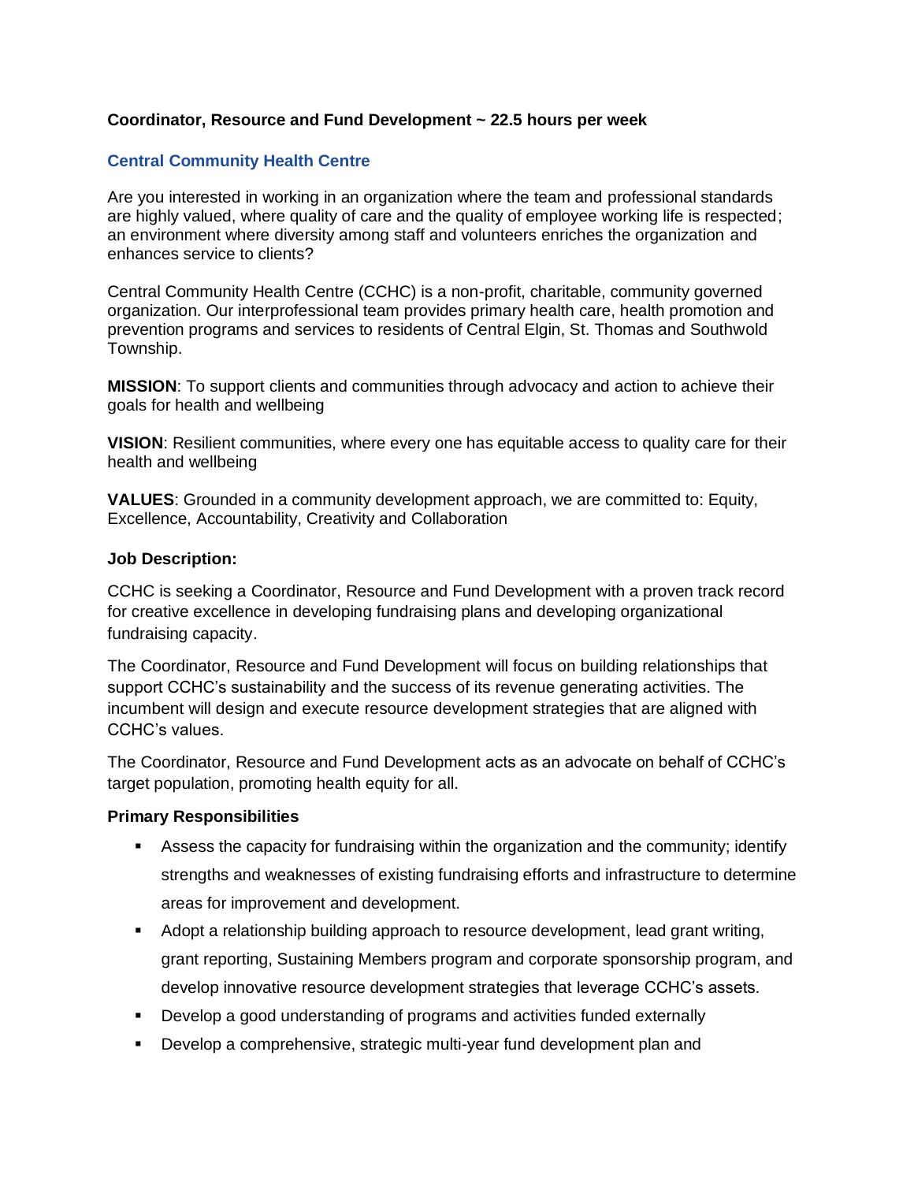**Coordinator, Resource and Fund Development ~ 22.5 hours per week**

## Central Community Health Centre

Are you interested in working in an organization where the team and professional standards are highly valued, where quality of care and the quality of employee working life is respected; an environment where diversity among staff and volunteers enriches the organization and enhances service to clients?

Central Community Health Centre (CCHC) is a non-profit, charitable, community governed organization. Our interprofessional team provides primary health care, health promotion and prevention programs and services to residents of Central Elgin, St. Thomas and Southwold Township.

**MISSION**: To support clients and communities through advocacy and action to achieve their goals for health and wellbeing

**VISION**: Resilient communities, where every one has equitable access to quality care for their health and wellbeing

**VALUES**: Grounded in a community development approach, we are committed to: Equity, Excellence, Accountability, Creativity and Collaboration

**Job Description:**

CCHC is seeking a Coordinator, Resource and Fund Development with a proven track record for creative excellence in developing fundraising plans and developing organizational fundraising capacity.

The Coordinator, Resource and Fund Development will focus on building relationships that support CCHC's sustainability and the success of its revenue generating activities. The incumbent will design and execute resource development strategies that are aligned with CCHC's values.

The Coordinator, Resource and Fund Development acts as an advocate on behalf of CCHC's target population, promoting health equity for all.

**Primary Responsibilities**

- Assess the capacity for fundraising within the organization and the community; identify strengths and weaknesses of existing fundraising efforts and infrastructure to determine areas for improvement and development.
- Adopt a relationship building approach to resource development, lead grant writing, grant reporting, Sustaining Members program and corporate sponsorship program, and develop innovative resource development strategies that leverage CCHC's assets.
- Develop a good understanding of programs and activities funded externally
- Develop a comprehensive, strategic multi-year fund development plan and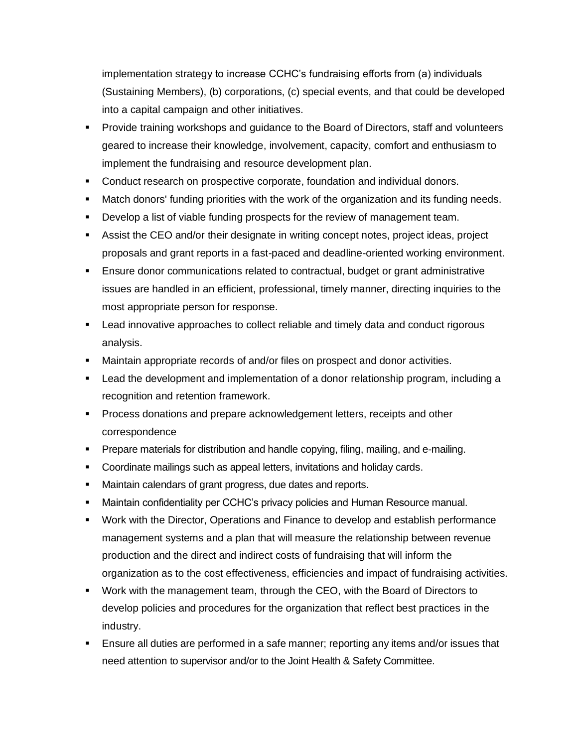implementation strategy to increase CCHC's fundraising efforts from (a) individuals (Sustaining Members), (b) corporations, (c) special events, and that could be developed into a capital campaign and other initiatives.

- Provide training workshops and guidance to the Board of Directors, staff and volunteers geared to increase their knowledge, involvement, capacity, comfort and enthusiasm to implement the fundraising and resource development plan.
- Conduct research on prospective corporate, foundation and individual donors.
- Match donors' funding priorities with the work of the organization and its funding needs.
- Develop a list of viable funding prospects for the review of management team.
- Assist the CEO and/or their designate in writing concept notes, project ideas, project proposals and grant reports in a fast-paced and deadline-oriented working environment.
- Ensure donor communications related to contractual, budget or grant administrative issues are handled in an efficient, professional, timely manner, directing inquiries to the most appropriate person for response.
- Lead innovative approaches to collect reliable and timely data and conduct rigorous analysis.
- Maintain appropriate records of and/or files on prospect and donor activities.
- Lead the development and implementation of a donor relationship program, including a recognition and retention framework.
- Process donations and prepare acknowledgement letters, receipts and other correspondence
- Prepare materials for distribution and handle copying, filing, mailing, and e-mailing.
- Coordinate mailings such as appeal letters, invitations and holiday cards.
- Maintain calendars of grant progress, due dates and reports.
- Maintain confidentiality per CCHC's privacy policies and Human Resource manual.
- Work with the Director, Operations and Finance to develop and establish performance management systems and a plan that will measure the relationship between revenue production and the direct and indirect costs of fundraising that will inform the organization as to the cost effectiveness, efficiencies and impact of fundraising activities.
- Work with the management team, through the CEO, with the Board of Directors to develop policies and procedures for the organization that reflect best practices in the industry.
- Ensure all duties are performed in a safe manner; reporting any items and/or issues that need attention to supervisor and/or to the Joint Health & Safety Committee.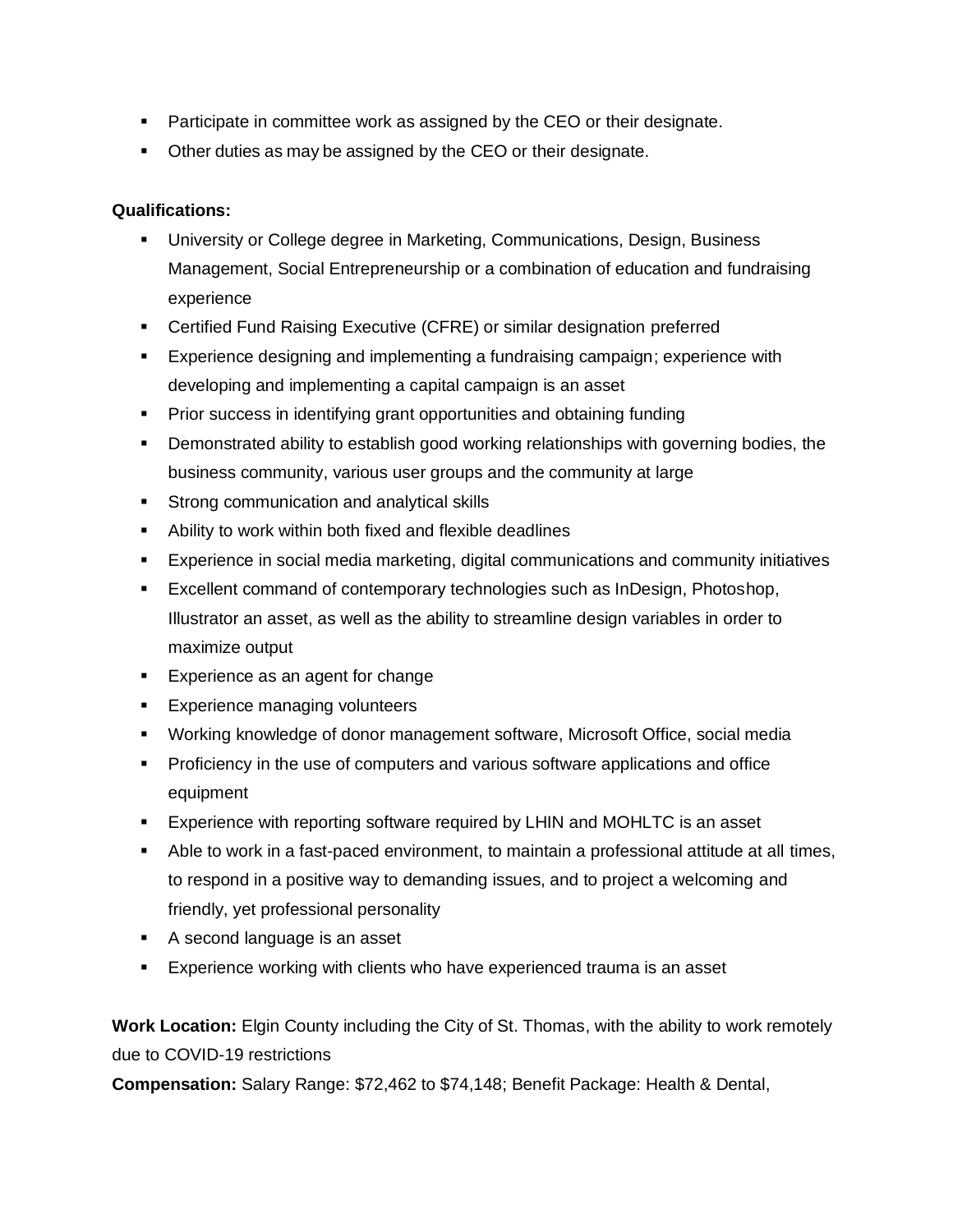- Participate in committee work as assigned by the CEO or their designate.
- Other duties as may be assigned by the CEO or their designate.

**Qualifications:**

- University or College degree in Marketing, Communications, Design, Business Management, Social Entrepreneurship or a combination of education and fundraising experience
- Certified Fund Raising Executive (CFRE) or similar designation preferred
- Experience designing and implementing a fundraising campaign; experience with developing and implementing a capital campaign is an asset
- Prior success in identifying grant opportunities and obtaining funding
- Demonstrated ability to establish good working relationships with governing bodies, the business community, various user groups and the community at large
- Strong communication and analytical skills
- Ability to work within both fixed and flexible deadlines
- Experience in social media marketing, digital communications and community initiatives
- Excellent command of contemporary technologies such as InDesign, Photoshop, Illustrator an asset, as well as the ability to streamline design variables in order to maximize output
- Experience as an agent for change
- Experience managing volunteers
- Working knowledge of donor management software, Microsoft Office, social media
- Proficiency in the use of computers and various software applications and office equipment
- Experience with reporting software required by LHIN and MOHLTC is an asset
- Able to work in a fast-paced environment, to maintain a professional attitude at all times, to respond in a positive way to demanding issues, and to project a welcoming and friendly, yet professional personality
- A second language is an asset
- Experience working with clients who have experienced trauma is an asset

**Work Location:** Elgin County including the City of St. Thomas, with the ability to work remotely due to COVID-19 restrictions

**Compensation:** Salary Range: $72,462 to $74,148; Benefit Package: Health & Dental,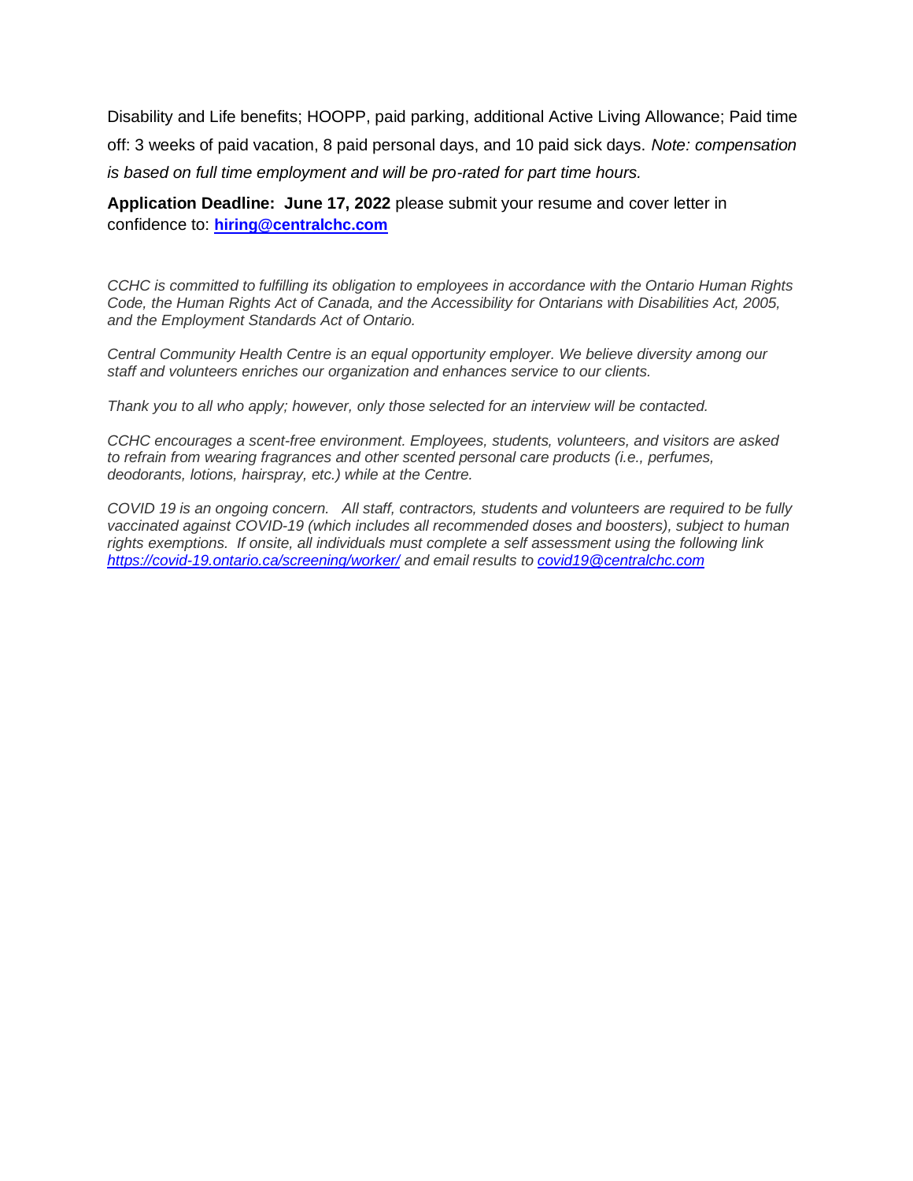Disability and Life benefits; HOOPP, paid parking, additional Active Living Allowance; Paid time off: 3 weeks of paid vacation, 8 paid personal days, and 10 paid sick days. *Note: compensation is based on full time employment and will be pro-rated for part time hours.*

**Application Deadline: June 17, 2022** please submit your resume and cover letter in confidence to: **hiring@centralchc.com**

*CCHC is committed to fulfilling its obligation to employees in accordance with the Ontario Human Rights Code, the Human Rights Act of Canada, and the Accessibility for Ontarians with Disabilities Act, 2005, and the Employment Standards Act of Ontario.*

*Central Community Health Centre is an equal opportunity employer. We believe diversity among our staff and volunteers enriches our organization and enhances service to our clients.*

*Thank you to all who apply; however, only those selected for an interview will be contacted.*

*CCHC encourages a scent-free environment. Employees, students, volunteers, and visitors are asked to refrain from wearing fragrances and other scented personal care products (i.e., perfumes, deodorants, lotions, hairspray, etc.) while at the Centre.*

*COVID 19 is an ongoing concern. All staff, contractors, students and volunteers are required to be fully vaccinated against COVID-19 (which includes all recommended doses and boosters), subject to human rights exemptions. If onsite, all individuals must complete a self assessment using the following link https://covid-19.ontario.ca/screening/worker/ and email results to covid19@centralchc.com*